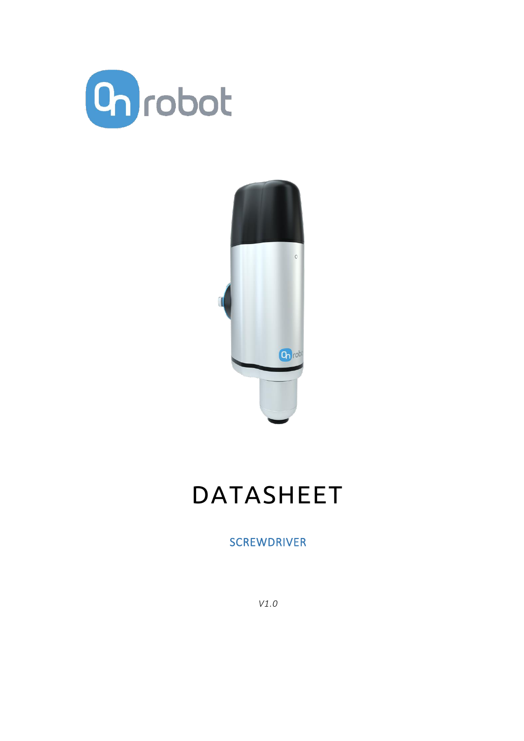# DATASHEET

SCREWDRIVER

*V1.0*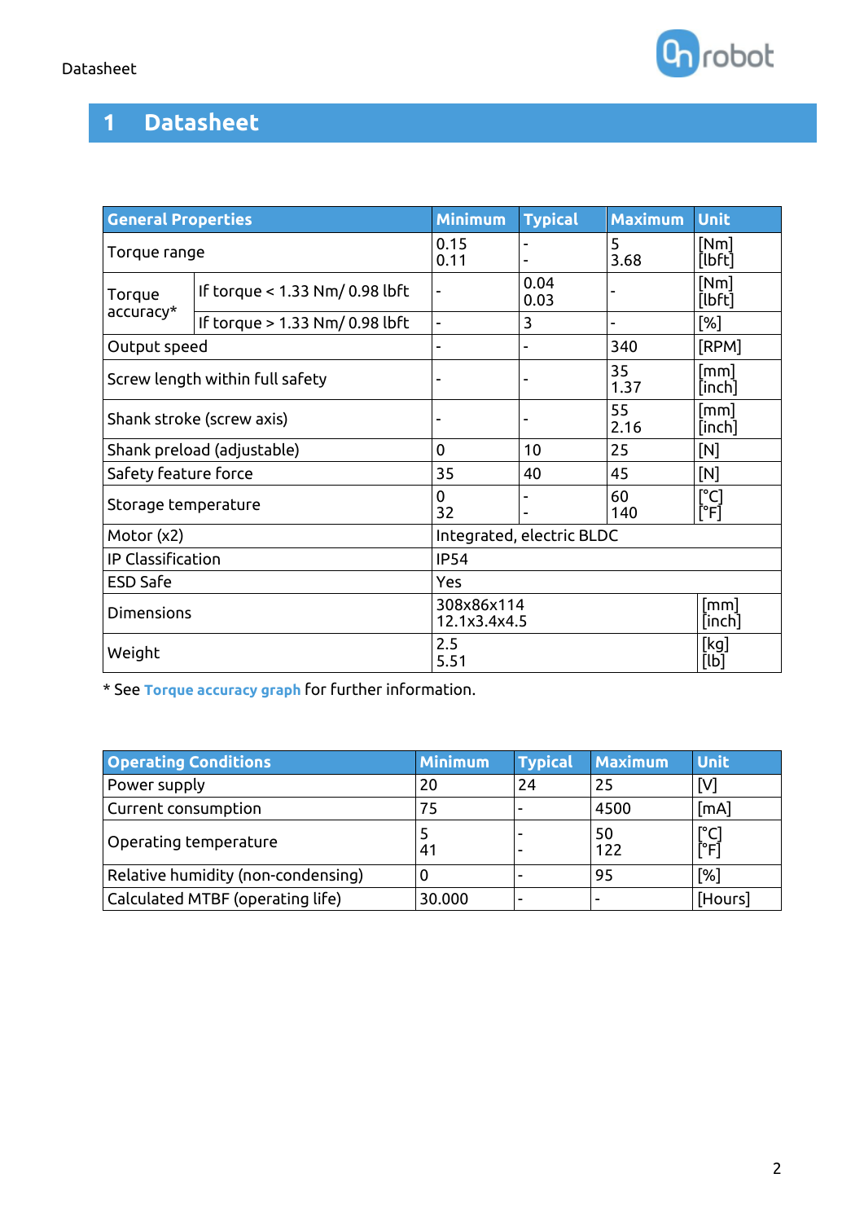# 1 Datasheet

| General Properties | | Minimum | Typical | Maximum | Unit |
|---|---|---|---|---|---|
| Torque range | | 0.15<br>0.11 | -<br>- | 5<br>3.68 | [Nm]<br>[lbft] |
| Torque accuracy* | If torque < 1.33 Nm/ 0.98 lbft | - | 0.04<br>0.03 | - | [Nm]<br>[lbft] |
| | If torque > 1.33 Nm/ 0.98 lbft | - | 3 | - | [%] |
| Output speed | | - | - | 340 | [RPM] |
| Screw length within full safety | | - | - | 35<br>1.37 | [mm]<br>[inch] |
| Shank stroke (screw axis) | | - | - | 55<br>2.16 | [mm]<br>[inch] |
| Shank preload (adjustable) | | 0 | 10 | 25 | [N] |
| Safety feature force | | 35 | 40 | 45 | [N] |
| Storage temperature | | 0<br>32 | -<br>- | 60<br>140 | [°C]<br>[°F] |
| Motor (x2) | | Integrated, electric BLDC | | | |
| IP Classification | | IP54 | | | |
| ESD Safe | | Yes | | | |
| Dimensions | | 308x86x114<br>12.1x3.4x4.5 | | | [mm]<br>[inch] |
| Weight | | 2.5<br>5.51 | | | [kg]<br>[lb] |

* See **Torque accuracy graph** for further information.

| Operating Conditions | Minimum | Typical | Maximum | Unit |
|---|---|---|---|---|
| Power supply | 20 | 24 | 25 | [V] |
| Current consumption | 75 | - | 4500 | [mA] |
| Operating temperature | 5<br>41 | -<br>- | 50<br>122 | [°C]<br>[°F] |
| Relative humidity (non-condensing) | 0 | - | 95 | [%] |
| Calculated MTBF (operating life) | 30.000 | - | - | [Hours] |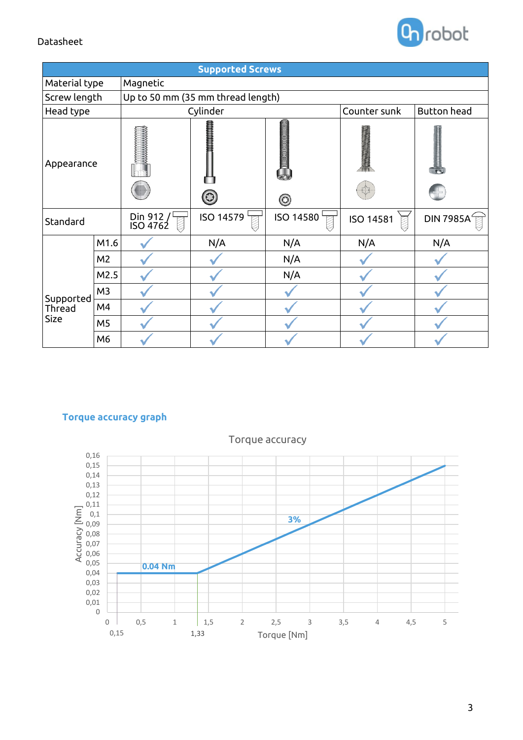| Supported Screws | | | | | | |
|---|---|---|---|---|---|---|
| Material type | | Magnetic | | | | |
| Screw length | | Up to 50 mm (35 mm thread length) | | | | |
| Head type | | Cylinder | | | Counter sunk | Button head |
| Appearance | | | | | | |
| Standard | | Din 912 / ISO 4762 | ISO 14579 | ISO 14580 | ISO 14581 | DIN 7985A |
| Supported Thread Size | M1.6 | ✓ | N/A | N/A | N/A | N/A |
| | M2 | ✓ | ✓ | N/A | ✓ | ✓ |
| | M2.5 | ✓ | ✓ | N/A | ✓ | ✓ |
| | M3 | ✓ | ✓ | ✓ | ✓ | ✓ |
| | M4 | ✓ | ✓ | ✓ | ✓ | ✓ |
| | M5 | ✓ | ✓ | ✓ | ✓ | ✓ |
| | M6 | ✓ | ✓ | ✓ | ✓ | ✓ |

## Torque accuracy graph

Torque accuracy

Accuracy [Nm] vs. Torque [Nm]: 0.04 Nm constant from 0,15 to 1,33 Nm; 3% from 1,33 to 5 Nm.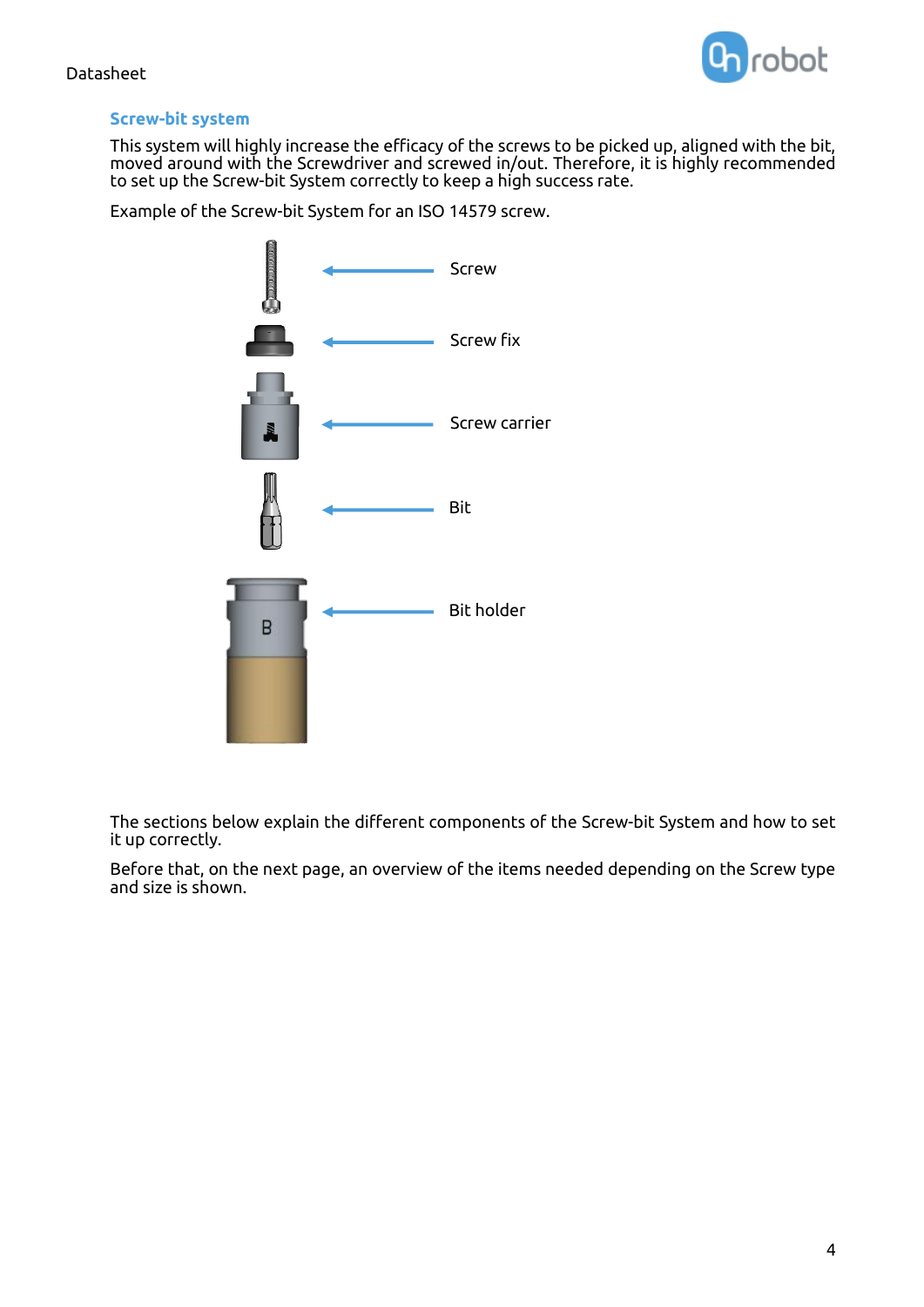## Screw-bit system

This system will highly increase the efficacy of the screws to be picked up, aligned with the bit, moved around with the Screwdriver and screwed in/out. Therefore, it is highly recommended to set up the Screw-bit System correctly to keep a high success rate.

Example of the Screw-bit System for an ISO 14579 screw.

Screw

Screw fix

Screw carrier

Bit

Bit holder

The sections below explain the different components of the Screw-bit System and how to set it up correctly.

Before that, on the next page, an overview of the items needed depending on the Screw type and size is shown.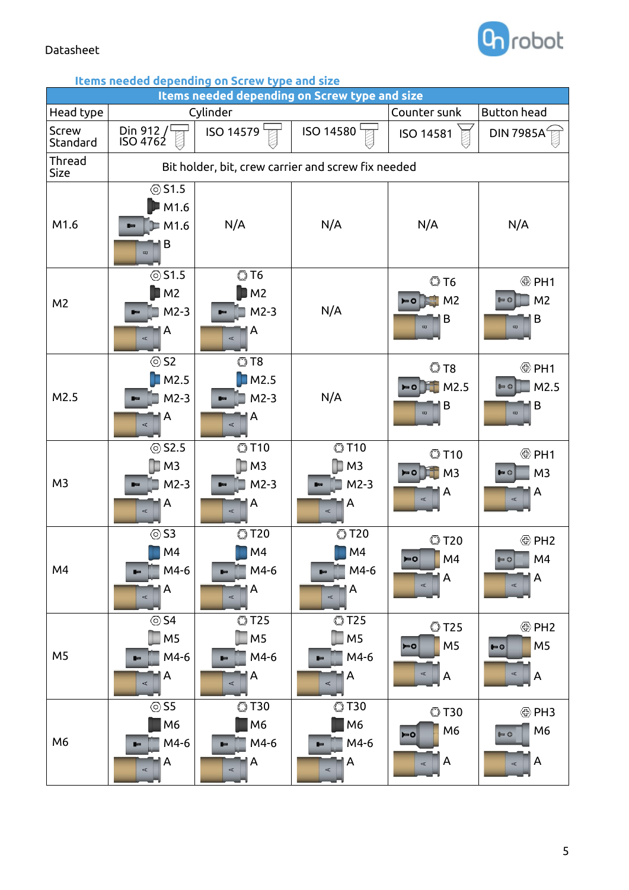### Items needed depending on Screw type and size

| Items needed depending on Screw type and size | | | | | |
|---|---|---|---|---|---|
| Head type | Cylinder | | | Counter sunk | Button head |
| Screw Standard | Din 912 / ISO 4762 | ISO 14579 | ISO 14580 | ISO 14581 | DIN 7985A |
| Thread Size | Bit holder, bit, crew carrier and screw fix needed | | | | |
| M1.6 | S1.5<br>M1.6<br>M1.6<br>B | N/A | N/A | N/A | N/A |
| M2 | S1.5<br>M2<br>M2-3<br>A | T6<br>M2<br>M2-3<br>A | N/A | T6<br>M2<br>B | PH1<br>M2<br>B |
| M2.5 | S2<br>M2.5<br>M2-3<br>A | T8<br>M2.5<br>M2-3<br>A | N/A | T8<br>M2.5<br>B | PH1<br>M2.5<br>B |
| M3 | S2.5<br>M3<br>M2-3<br>A | T10<br>M3<br>M2-3<br>A | T10<br>M3<br>M2-3<br>A | T10<br>M3<br>A | PH1<br>M3<br>A |
| M4 | S3<br>M4<br>M4-6<br>A | T20<br>M4<br>M4-6<br>A | T20<br>M4<br>M4-6<br>A | T20<br>M4<br>A | PH2<br>M4<br>A |
| M5 | S4<br>M5<br>M4-6<br>A | T25<br>M5<br>M4-6<br>A | T25<br>M5<br>M4-6<br>A | T25<br>M5<br>A | PH2<br>M5<br>A |
| M6 | S5<br>M6<br>M4-6<br>A | T30<br>M6<br>M4-6<br>A | T30<br>M6<br>M4-6<br>A | T30<br>M6<br>A | PH3<br>M6<br>A |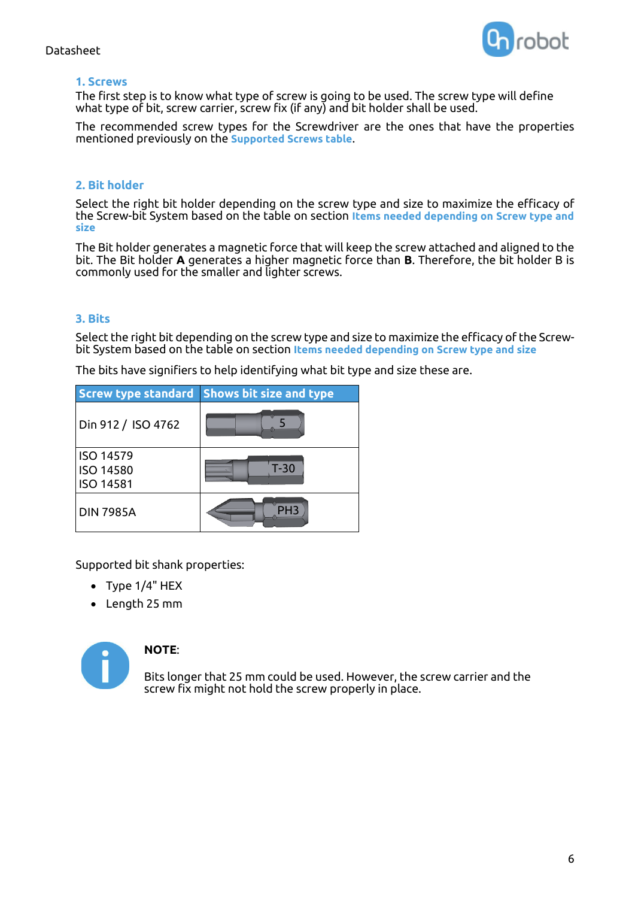### 1. Screws

The first step is to know what type of screw is going to be used. The screw type will define what type of bit, screw carrier, screw fix (if any) and bit holder shall be used.

The recommended screw types for the Screwdriver are the ones that have the properties mentioned previously on the **Supported Screws table**.

### 2. Bit holder

Select the right bit holder depending on the screw type and size to maximize the efficacy of the Screw-bit System based on the table on section **Items needed depending on Screw type and size**

The Bit holder generates a magnetic force that will keep the screw attached and aligned to the bit. The Bit holder **A** generates a higher magnetic force than **B**. Therefore, the bit holder B is commonly used for the smaller and lighter screws.

### 3. Bits

Select the right bit depending on the screw type and size to maximize the efficacy of the Screw-bit System based on the table on section **Items needed depending on Screw type and size**

The bits have signifiers to help identifying what bit type and size these are.

| Screw type standard | Shows bit size and type |
|---|---|
| Din 912 / ISO 4762 | 5 |
| ISO 14579<br>ISO 14580<br>ISO 14581 | T-30 |
| DIN 7985A | PH3 |

Supported bit shank properties:

- Type 1/4" HEX
- Length 25 mm

**NOTE**:

Bits longer that 25 mm could be used. However, the screw carrier and the screw fix might not hold the screw properly in place.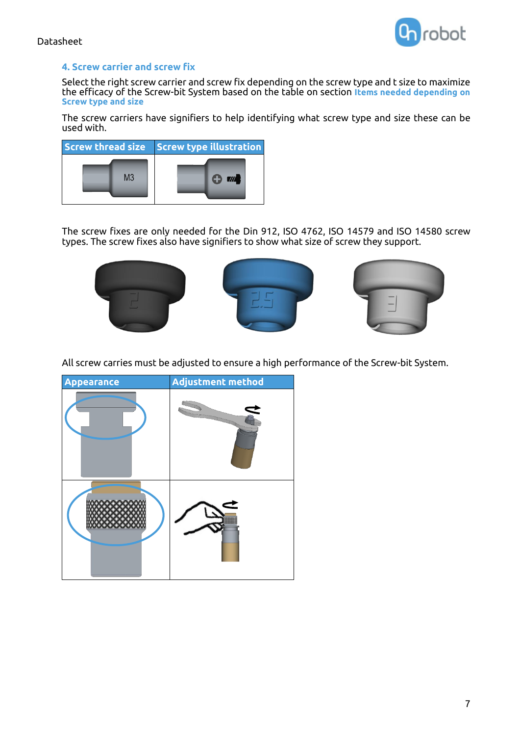## 4. Screw carrier and screw fix

Select the right screw carrier and screw fix depending on the screw type and t size to maximize the efficacy of the Screw-bit System based on the table on section **Items needed depending on Screw type and size**

The screw carriers have signifiers to help identifying what screw type and size these can be used with.

| Screw thread size | Screw type illustration |
|---|---|
| M3 | |

The screw fixes are only needed for the Din 912, ISO 4762, ISO 14579 and ISO 14580 screw types. The screw fixes also have signifiers to show what size of screw they support.

All screw carries must be adjusted to ensure a high performance of the Screw-bit System.

| Appearance | Adjustment method |
|---|---|
| | |
| | |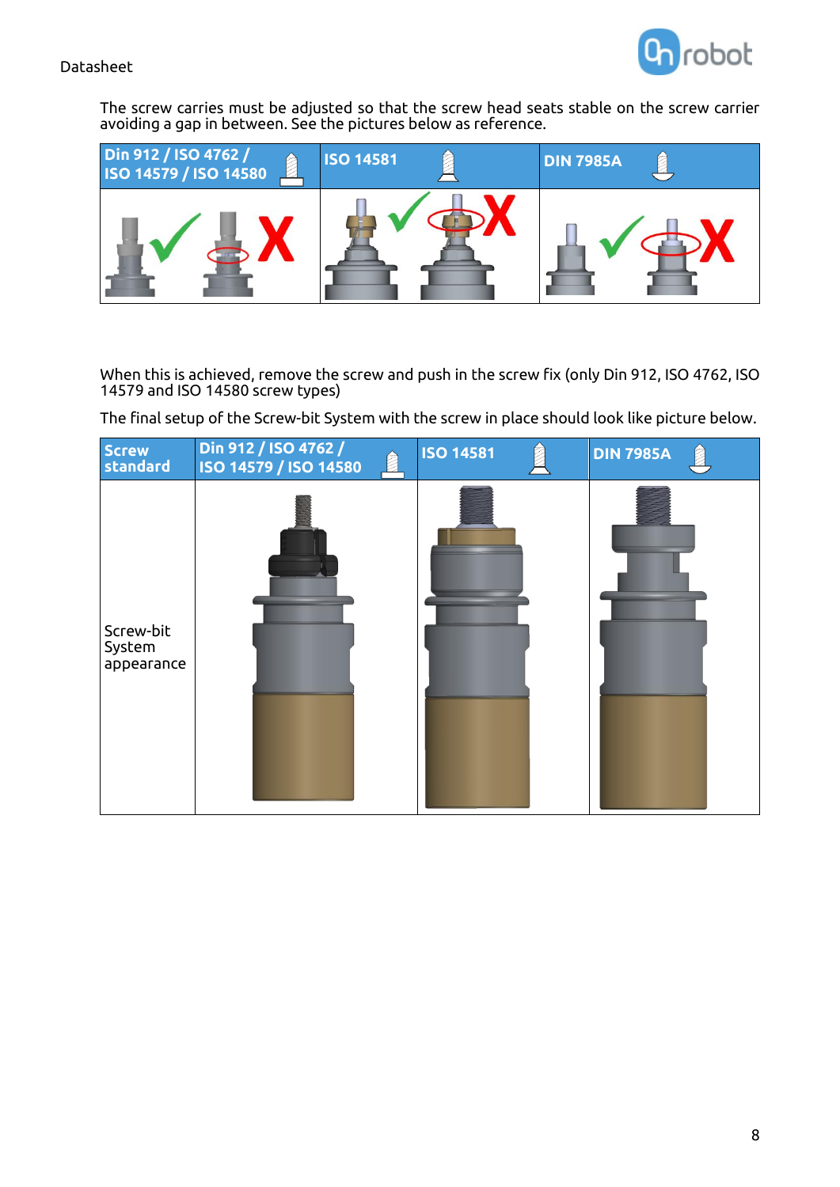The screw carries must be adjusted so that the screw head seats stable on the screw carrier avoiding a gap in between. See the pictures below as reference.

| Din 912 / ISO 4762 / ISO 14579 / ISO 14580 | ISO 14581 | DIN 7985A |
|---|---|---|
| | | |

When this is achieved, remove the screw and push in the screw fix (only Din 912, ISO 4762, ISO 14579 and ISO 14580 screw types)

The final setup of the Screw-bit System with the screw in place should look like picture below.

| Screw standard | Din 912 / ISO 4762 / ISO 14579 / ISO 14580 | ISO 14581 | DIN 7985A |
|---|---|---|---|
| Screw-bit System appearance | | | |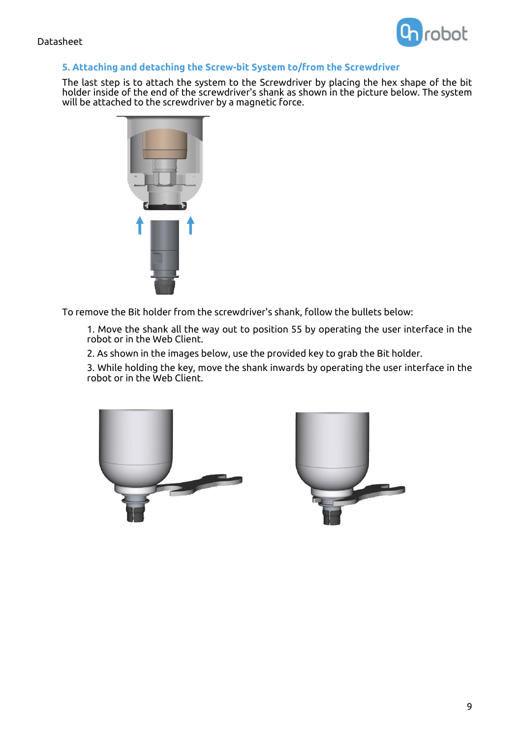## 5. Attaching and detaching the Screw-bit System to/from the Screwdriver

The last step is to attach the system to the Screwdriver by placing the hex shape of the bit holder inside of the end of the screwdriver's shank as shown in the picture below. The system will be attached to the screwdriver by a magnetic force.

To remove the Bit holder from the screwdriver's shank, follow the bullets below:

1. Move the shank all the way out to position 55 by operating the user interface in the robot or in the Web Client.
2. As shown in the images below, use the provided key to grab the Bit holder.
3. While holding the key, move the shank inwards by operating the user interface in the robot or in the Web Client.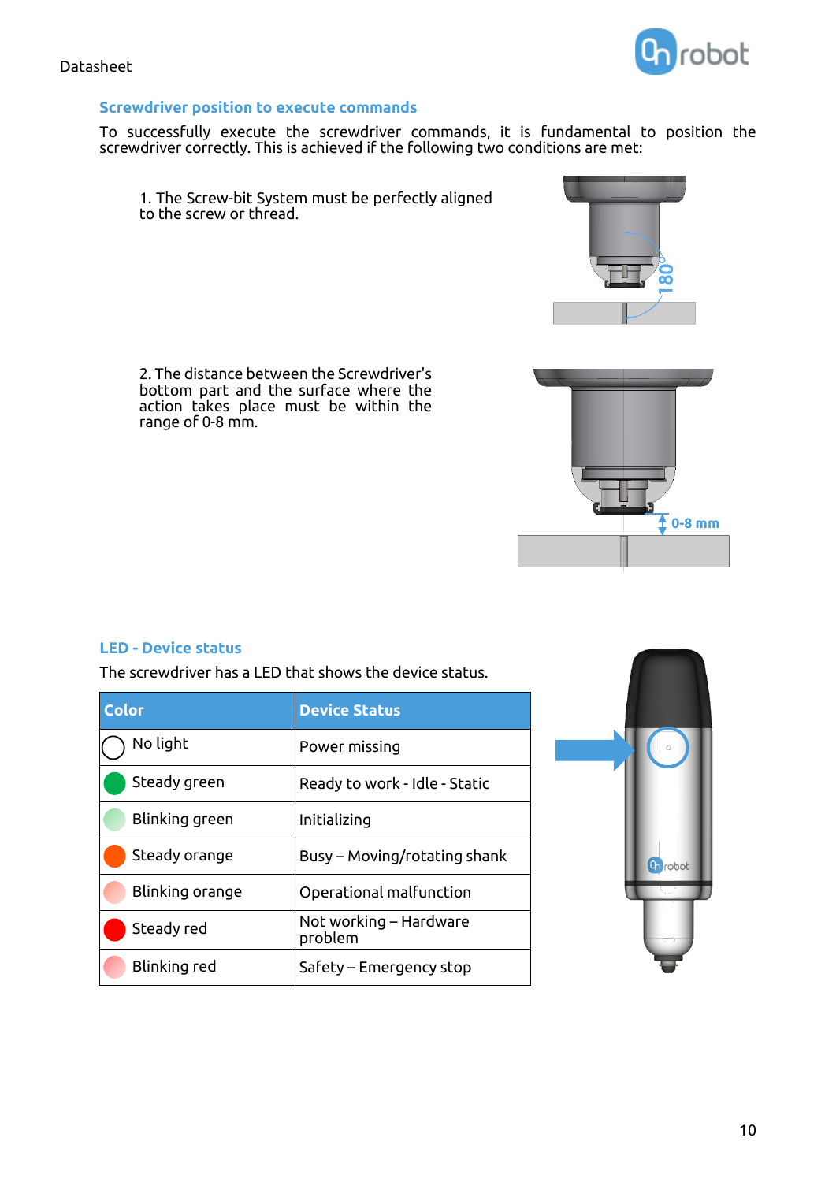## Screwdriver position to execute commands

To successfully execute the screwdriver commands, it is fundamental to position the screwdriver correctly. This is achieved if the following two conditions are met:

1. The Screw-bit System must be perfectly aligned to the screw or thread.

2. The distance between the Screwdriver's bottom part and the surface where the action takes place must be within the range of 0-8 mm.

## LED - Device status

The screwdriver has a LED that shows the device status.

| Color | Device Status |
|---|---|
| No light | Power missing |
| Steady green | Ready to work - Idle - Static |
| Blinking green | Initializing |
| Steady orange | Busy – Moving/rotating shank |
| Blinking orange | Operational malfunction |
| Steady red | Not working – Hardware problem |
| Blinking red | Safety – Emergency stop |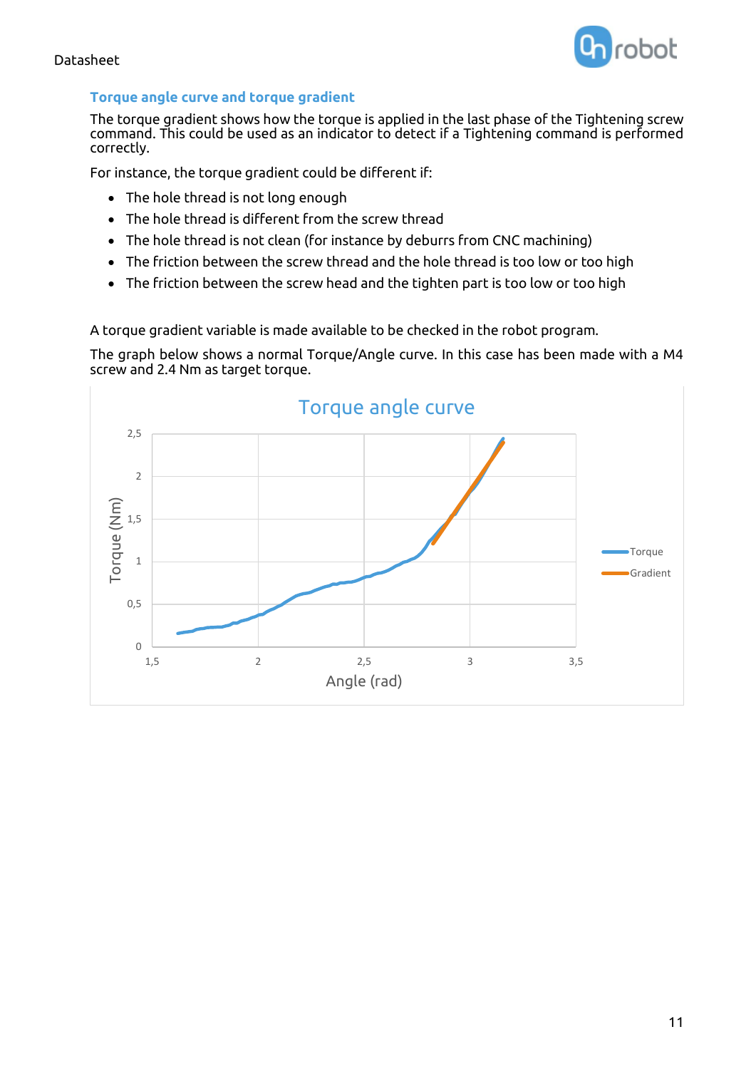## Torque angle curve and torque gradient

The torque gradient shows how the torque is applied in the last phase of the Tightening screw command. This could be used as an indicator to detect if a Tightening command is performed correctly.

For instance, the torque gradient could be different if:

- The hole thread is not long enough
- The hole thread is different from the screw thread
- The hole thread is not clean (for instance by deburrs from CNC machining)
- The friction between the screw thread and the hole thread is too low or too high
- The friction between the screw head and the tighten part is too low or too high

A torque gradient variable is made available to be checked in the robot program.

The graph below shows a normal Torque/Angle curve. In this case has been made with a M4 screw and 2.4 Nm as target torque.

Torque angle curve

Torque (Nm) vs. Angle (rad); legend: Torque, Gradient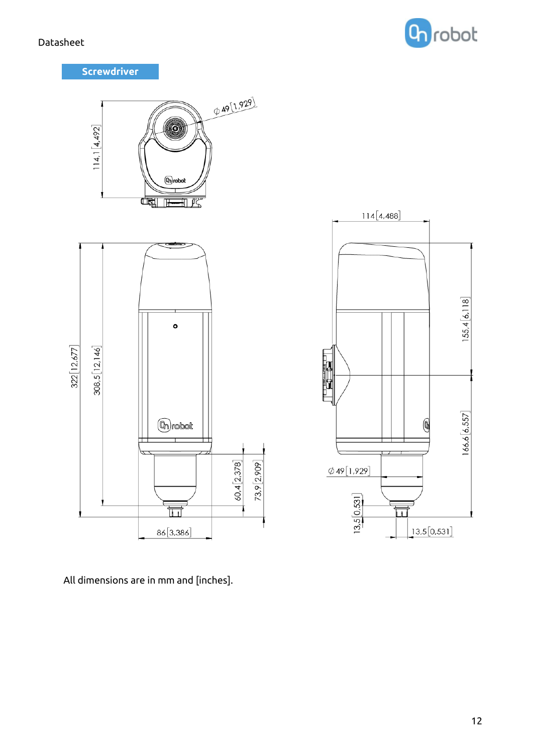## Screwdriver

∅ 49 [1,929]

114,1 [4,492]

114 [4,488]

322 [12,677]

308,5 [12,146]

155,4 [6,118]

166,6 [6,557]

60,4 [2,378]

73,9 [2,909]

∅ 49 [1,929]

13,5 [0,531]

13,5 [0,531]

86 [3,386]

All dimensions are in mm and [inches].